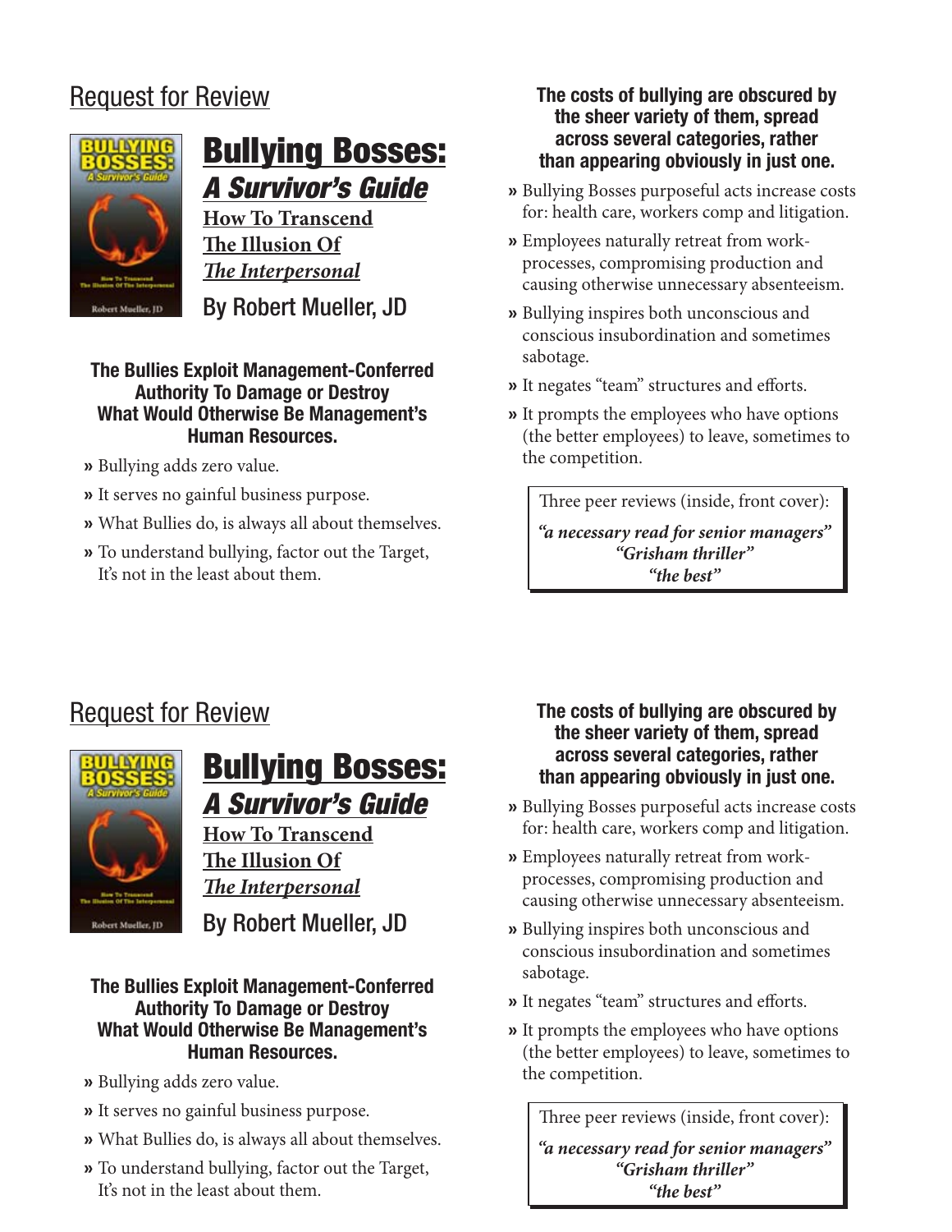## Request for Review

# Bullying Bosses:

## *A Survivor's Guide*

**How To Transcend**
**The Illusion Of**
***The Interpersonal***

By Robert Mueller, JD

**The Bullies Exploit Management-Conferred Authority To Damage or Destroy What Would Otherwise Be Management's Human Resources.**

» Bullying adds zero value.

» It serves no gainful business purpose.

» What Bullies do, is always all about themselves.

» To understand bullying, factor out the Target, It's not in the least about them.

**The costs of bullying are obscured by the sheer variety of them, spread across several categories, rather than appearing obviously in just one.**

» Bullying Bosses purposeful acts increase costs for: health care, workers comp and litigation.

» Employees naturally retreat from work-processes, compromising production and causing otherwise unnecessary absenteeism.

» Bullying inspires both unconscious and conscious insubordination and sometimes sabotage.

» It negates "team" structures and efforts.

» It prompts the employees who have options (the better employees) to leave, sometimes to the competition.

Three peer reviews (inside, front cover):

***"a necessary read for senior managers"***
***"Grisham thriller"***
***"the best"***

## Request for Review

# Bullying Bosses:

## *A Survivor's Guide*

**How To Transcend**
**The Illusion Of**
***The Interpersonal***

By Robert Mueller, JD

**The Bullies Exploit Management-Conferred Authority To Damage or Destroy What Would Otherwise Be Management's Human Resources.**

» Bullying adds zero value.

» It serves no gainful business purpose.

» What Bullies do, is always all about themselves.

» To understand bullying, factor out the Target, It's not in the least about them.

**The costs of bullying are obscured by the sheer variety of them, spread across several categories, rather than appearing obviously in just one.**

» Bullying Bosses purposeful acts increase costs for: health care, workers comp and litigation.

» Employees naturally retreat from work-processes, compromising production and causing otherwise unnecessary absenteeism.

» Bullying inspires both unconscious and conscious insubordination and sometimes sabotage.

» It negates "team" structures and efforts.

» It prompts the employees who have options (the better employees) to leave, sometimes to the competition.

Three peer reviews (inside, front cover):

***"a necessary read for senior managers"***
***"Grisham thriller"***
***"the best"***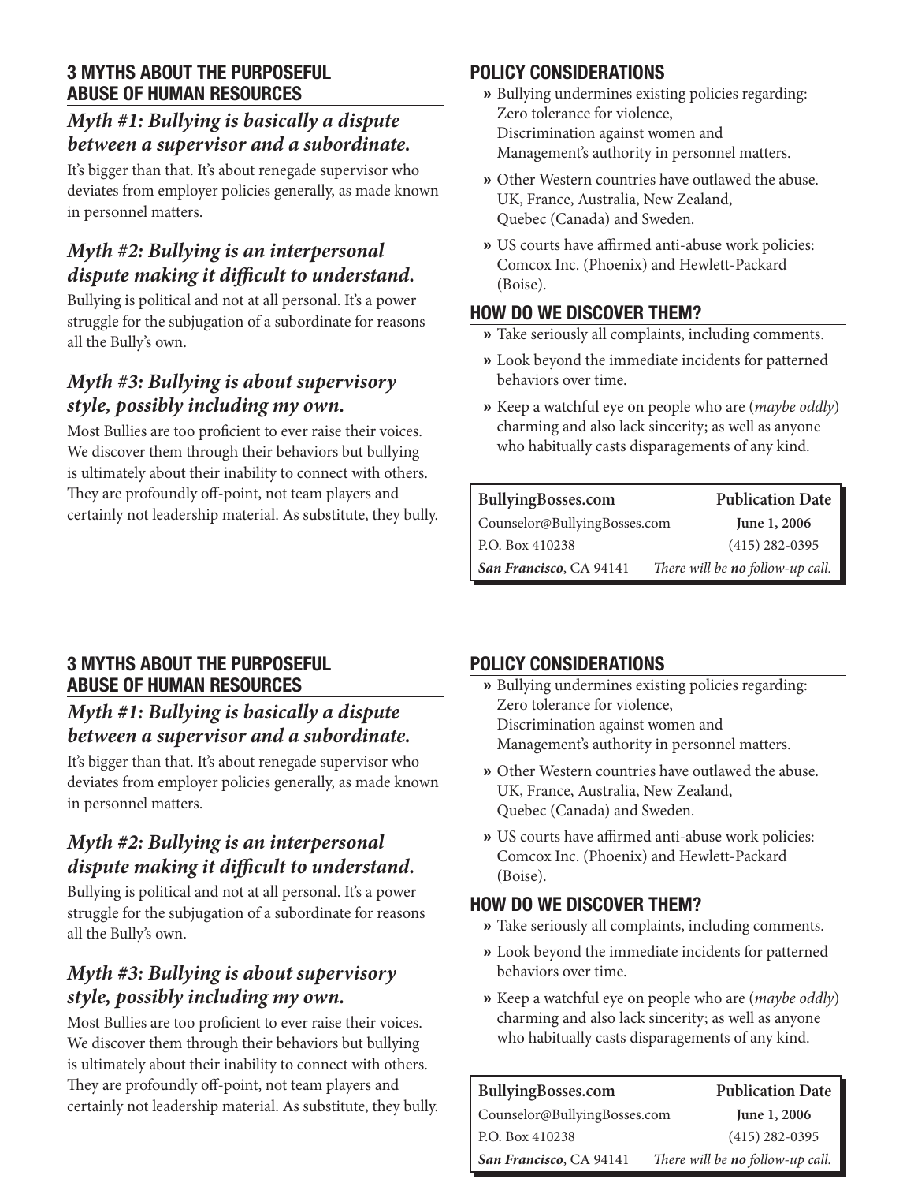## 3 MYTHS ABOUT THE PURPOSEFUL ABUSE OF HUMAN RESOURCES

### *Myth #1: Bullying is basically a dispute between a supervisor and a subordinate.*

It's bigger than that. It's about renegade supervisor who deviates from employer policies generally, as made known in personnel matters.

### *Myth #2: Bullying is an interpersonal dispute making it difficult to understand.*

Bullying is political and not at all personal. It's a power struggle for the subjugation of a subordinate for reasons all the Bully's own.

### *Myth #3: Bullying is about supervisory style, possibly including my own.*

Most Bullies are too proficient to ever raise their voices. We discover them through their behaviors but bullying is ultimately about their inability to connect with others. They are profoundly off-point, not team players and certainly not leadership material. As substitute, they bully.

## POLICY CONSIDERATIONS

- Bullying undermines existing policies regarding:
  Zero tolerance for violence,
  Discrimination against women and
  Management's authority in personnel matters.
- Other Western countries have outlawed the abuse.
  UK, France, Australia, New Zealand,
  Quebec (Canada) and Sweden.
- US courts have affirmed anti-abuse work policies:
  Comcox Inc. (Phoenix) and Hewlett-Packard (Boise).

## HOW DO WE DISCOVER THEM?

- Take seriously all complaints, including comments.
- Look beyond the immediate incidents for patterned behaviors over time.
- Keep a watchful eye on people who are (*maybe oddly*) charming and also lack sincerity; as well as anyone who habitually casts disparagements of any kind.

| **BullyingBosses.com** | **Publication Date** |
|---|---|
| Counselor@BullyingBosses.com | **June 1, 2006** |
| P.O. Box 410238 | (415) 282-0395 |
| ***San Francisco***, CA 94141 | *There will be **no** follow-up call.* |

## 3 MYTHS ABOUT THE PURPOSEFUL ABUSE OF HUMAN RESOURCES

### *Myth #1: Bullying is basically a dispute between a supervisor and a subordinate.*

It's bigger than that. It's about renegade supervisor who deviates from employer policies generally, as made known in personnel matters.

### *Myth #2: Bullying is an interpersonal dispute making it difficult to understand.*

Bullying is political and not at all personal. It's a power struggle for the subjugation of a subordinate for reasons all the Bully's own.

### *Myth #3: Bullying is about supervisory style, possibly including my own.*

Most Bullies are too proficient to ever raise their voices. We discover them through their behaviors but bullying is ultimately about their inability to connect with others. They are profoundly off-point, not team players and certainly not leadership material. As substitute, they bully.

## POLICY CONSIDERATIONS

- Bullying undermines existing policies regarding:
  Zero tolerance for violence,
  Discrimination against women and
  Management's authority in personnel matters.
- Other Western countries have outlawed the abuse.
  UK, France, Australia, New Zealand,
  Quebec (Canada) and Sweden.
- US courts have affirmed anti-abuse work policies:
  Comcox Inc. (Phoenix) and Hewlett-Packard (Boise).

## HOW DO WE DISCOVER THEM?

- Take seriously all complaints, including comments.
- Look beyond the immediate incidents for patterned behaviors over time.
- Keep a watchful eye on people who are (*maybe oddly*) charming and also lack sincerity; as well as anyone who habitually casts disparagements of any kind.

| **BullyingBosses.com** | **Publication Date** |
|---|---|
| Counselor@BullyingBosses.com | **June 1, 2006** |
| P.O. Box 410238 | (415) 282-0395 |
| ***San Francisco***, CA 94141 | *There will be **no** follow-up call.* |